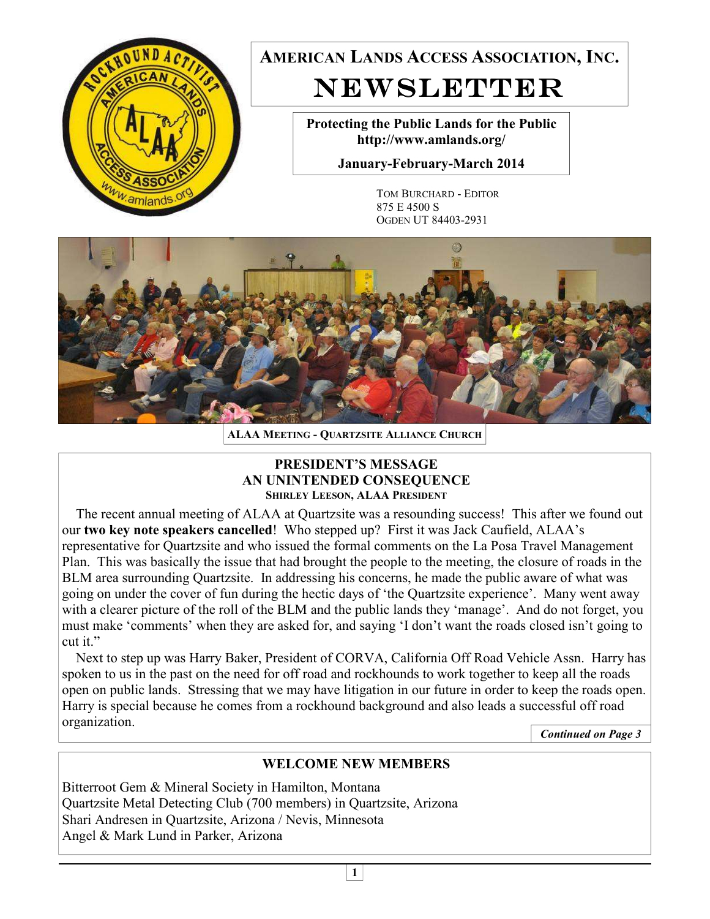# AMERICAN LANDS ACCESS ASSOCIATION, INC.
# NEWSLETTER

**Protecting the Public Lands for the Public**
**http://www.amlands.org/**

**January-February-March 2014**

TOM BURCHARD - EDITOR
875 E 4500 S
OGDEN UT 84403-2931

**ALAA MEETING - QUARTZSITE ALLIANCE CHURCH**

## PRESIDENT'S MESSAGE
## AN UNINTENDED CONSEQUENCE
**SHIRLEY LEESON, ALAA PRESIDENT**

The recent annual meeting of ALAA at Quartzsite was a resounding success! This after we found out our **two key note speakers cancelled**! Who stepped up? First it was Jack Caufield, ALAA's representative for Quartzsite and who issued the formal comments on the La Posa Travel Management Plan. This was basically the issue that had brought the people to the meeting, the closure of roads in the BLM area surrounding Quartzsite. In addressing his concerns, he made the public aware of what was going on under the cover of fun during the hectic days of 'the Quartzsite experience'. Many went away with a clearer picture of the roll of the BLM and the public lands they 'manage'. And do not forget, you must make 'comments' when they are asked for, and saying 'I don't want the roads closed isn't going to cut it."

Next to step up was Harry Baker, President of CORVA, California Off Road Vehicle Assn. Harry has spoken to us in the past on the need for off road and rockhounds to work together to keep all the roads open on public lands. Stressing that we may have litigation in our future in order to keep the roads open. Harry is special because he comes from a rockhound background and also leads a successful off road organization.

*Continued on Page 3*

## WELCOME NEW MEMBERS

Bitterroot Gem & Mineral Society in Hamilton, Montana
Quartzsite Metal Detecting Club (700 members) in Quartzsite, Arizona
Shari Andresen in Quartzsite, Arizona / Nevis, Minnesota
Angel & Mark Lund in Parker, Arizona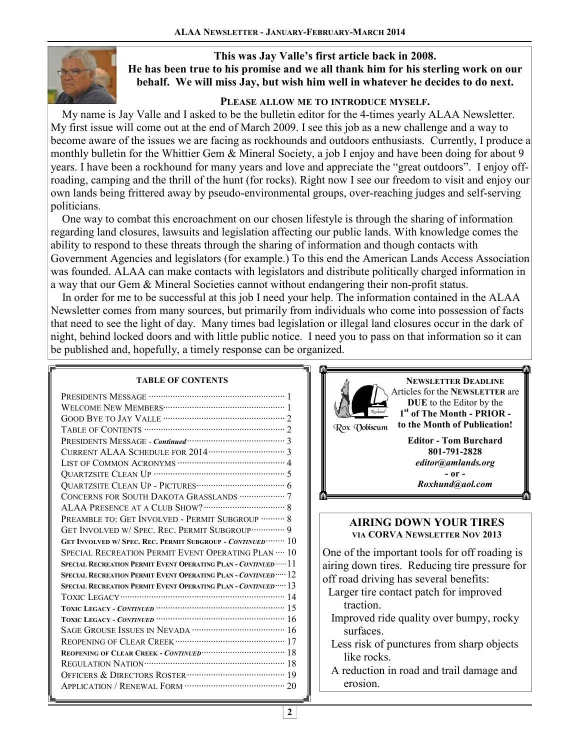**This was Jay Valle's first article back in 2008.**
**He has been true to his promise and we all thank him for his sterling work on our behalf. We will miss Jay, but wish him well in whatever he decides to do next.**

## PLEASE ALLOW ME TO INTRODUCE MYSELF.

My name is Jay Valle and I asked to be the bulletin editor for the 4-times yearly ALAA Newsletter. My first issue will come out at the end of March 2009. I see this job as a new challenge and a way to become aware of the issues we are facing as rockhounds and outdoors enthusiasts. Currently, I produce a monthly bulletin for the Whittier Gem & Mineral Society, a job I enjoy and have been doing for about 9 years. I have been a rockhound for many years and love and appreciate the "great outdoors". I enjoy off-roading, camping and the thrill of the hunt (for rocks). Right now I see our freedom to visit and enjoy our own lands being frittered away by pseudo-environmental groups, over-reaching judges and self-serving politicians.

One way to combat this encroachment on our chosen lifestyle is through the sharing of information regarding land closures, lawsuits and legislation affecting our public lands. With knowledge comes the ability to respond to these threats through the sharing of information and though contacts with Government Agencies and legislators (for example.) To this end the American Lands Access Association was founded. ALAA can make contacts with legislators and distribute politically charged information in a way that our Gem & Mineral Societies cannot without endangering their non-profit status.

In order for me to be successful at this job I need your help. The information contained in the ALAA Newsletter comes from many sources, but primarily from individuals who come into possession of facts that need to see the light of day. Many times bad legislation or illegal land closures occur in the dark of night, behind locked doors and with little public notice. I need you to pass on that information so it can be published and, hopefully, a timely response can be organized.

### TABLE OF CONTENTS

| | |
|---|---|
| Presidents Message | 1 |
| Welcome New Members | 1 |
| Good Bye to Jay Valle | 2 |
| Table of Contents | 2 |
| Presidents Message - *Continued* | 3 |
| Current ALAA Schedule for 2014 | 3 |
| List of Common Acronyms | 4 |
| Quartzsite Clean Up | 5 |
| Quartzsite Clean Up - Pictures | 6 |
| Concerns for South Dakota Grasslands | 7 |
| ALAA Presence at a Club Show? | 8 |
| Preamble to: Get Involved - Permit Subgroup | 8 |
| Get Involved w/ Spec. Rec. Permit Subgroup | 9 |
| Get Involved w/ Spec. Rec. Permit Subgroup - *Continued* | 10 |
| Special Recreation Permit Event Operating Plan | 10 |
| Special Recreation Permit Event Operating Plan - *Continued* | 11 |
| Special Recreation Permit Event Operating Plan - *Continued* | 12 |
| Special Recreation Permit Event Operating Plan - *Continued* | 13 |
| Toxic Legacy | 14 |
| Toxic Legacy - *Continued* | 15 |
| Toxic Legacy - *Continued* | 16 |
| Sage Grouse Issues in Nevada | 16 |
| Reopening of Clear Creek | 17 |
| Reopening of Clear Creek - *Continued* | 18 |
| Regulation Nation | 18 |
| Officers & Directors Roster | 19 |
| Application / Renewal Form | 20 |

Rox Vobiscum

**NEWSLETTER DEADLINE**
Articles for the **NEWSLETTER** are **DUE** to the Editor by the **1st of The Month - PRIOR - to the Month of Publication!**

**Editor - Tom Burchard**
**801-791-2828**
***editor@amlands.org***
**- or -**
***Roxhund@aol.com***

## AIRING DOWN YOUR TIRES
**VIA CORVA NEWSLETTER NOV 2013**

One of the important tools for off roading is airing down tires. Reducing tire pressure for off road driving has several benefits:

- Larger tire contact patch for improved traction.
- Improved ride quality over bumpy, rocky surfaces.
- Less risk of punctures from sharp objects like rocks.
- A reduction in road and trail damage and erosion.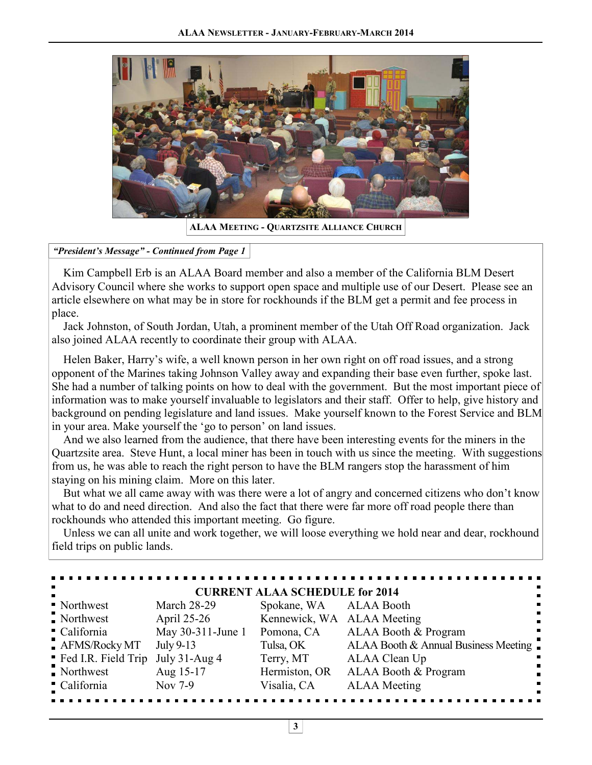**ALAA MEETING - QUARTZSITE ALLIANCE CHURCH**

***"President's Message" - Continued from Page 1***

Kim Campbell Erb is an ALAA Board member and also a member of the California BLM Desert Advisory Council where she works to support open space and multiple use of our Desert. Please see an article elsewhere on what may be in store for rockhounds if the BLM get a permit and fee process in place.

Jack Johnston, of South Jordan, Utah, a prominent member of the Utah Off Road organization. Jack also joined ALAA recently to coordinate their group with ALAA.

Helen Baker, Harry's wife, a well known person in her own right on off road issues, and a strong opponent of the Marines taking Johnson Valley away and expanding their base even further, spoke last. She had a number of talking points on how to deal with the government. But the most important piece of information was to make yourself invaluable to legislators and their staff. Offer to help, give history and background on pending legislature and land issues. Make yourself known to the Forest Service and BLM in your area. Make yourself the 'go to person' on land issues.

And we also learned from the audience, that there have been interesting events for the miners in the Quartzsite area. Steve Hunt, a local miner has been in touch with us since the meeting. With suggestions from us, he was able to reach the right person to have the BLM rangers stop the harassment of him staying on his mining claim. More on this later.

But what we all came away with was there were a lot of angry and concerned citizens who don't know what to do and need direction. And also the fact that there were far more off road people there than rockhounds who attended this important meeting. Go figure.

Unless we can all unite and work together, we will loose everything we hold near and dear, rockhound field trips on public lands.

**CURRENT ALAA SCHEDULE for 2014**

| | | | |
|---|---|---|---|
| Northwest | March 28-29 | Spokane, WA | ALAA Booth |
| Northwest | April 25-26 | Kennewick, WA | ALAA Meeting |
| California | May 30-311-June 1 | Pomona, CA | ALAA Booth & Program |
| AFMS/Rocky MT | July 9-13 | Tulsa, OK | ALAA Booth & Annual Business Meeting |
| Fed I.R. Field Trip | July 31-Aug 4 | Terry, MT | ALAA Clean Up |
| Northwest | Aug 15-17 | Hermiston, OR | ALAA Booth & Program |
| California | Nov 7-9 | Visalia, CA | ALAA Meeting |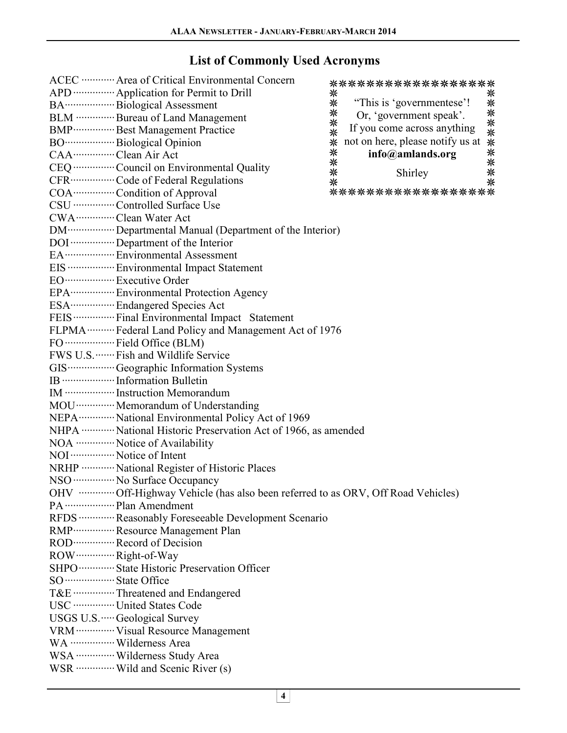## List of Commonly Used Acronyms

"This is 'governmentese'! Or, 'government speak'. If you come across anything not on here, please notify us at **info@amlands.org**

Shirley

- ACEC ············ Area of Critical Environmental Concern
- APD ··············· Application for Permit to Drill
- BA················· Biological Assessment
- BLM ·············· Bureau of Land Management
- BMP··············· Best Management Practice
- BO················· Biological Opinion
- CAA··············· Clean Air Act
- CEQ ··············· Council on Environmental Quality
- CFR················ Code of Federal Regulations
- COA··············· Condition of Approval
- CSU ··············· Controlled Surface Use
- CWA·············· Clean Water Act
- DM················· Departmental Manual (Department of the Interior)
- DOI ················ Department of the Interior
- EA·················· Environmental Assessment
- EIS ················· Environmental Impact Statement
- EO·················· Executive Order
- EPA················ Environmental Protection Agency
- ESA················ Endangered Species Act
- FEIS ··············· Final Environmental Impact Statement
- FLPMA ·········· Federal Land Policy and Management Act of 1976
- FO ·················· Field Office (BLM)
- FWS U.S. ······· Fish and Wildlife Service
- GIS················· Geographic Information Systems
- IB ··················· Information Bulletin
- IM ·················· Instruction Memorandum
- MOU·············· Memorandum of Understanding
- NEPA············· National Environmental Policy Act of 1969
- NHPA ············ National Historic Preservation Act of 1966, as amended
- NOA ·············· Notice of Availability
- NOI ················ Notice of Intent
- NRHP ············ National Register of Historic Places
- NSO ··············· No Surface Occupancy
- OHV ············· Off-Highway Vehicle (has also been referred to as ORV, Off Road Vehicles)
- PA ·················· Plan Amendment
- RFDS ············· Reasonably Foreseeable Development Scenario
- RMP··············· Resource Management Plan
- ROD··············· Record of Decision
- ROW·············· Right-of-Way
- SHPO············· State Historic Preservation Officer
- SO ·················· State Office
- T&E ··············· Threatened and Endangered
- USC ··············· United States Code
- USGS U.S. ····· Geological Survey
- VRM ·············· Visual Resource Management
- WA ················ Wilderness Area
- WSA ·············· Wilderness Study Area
- WSR ·············· Wild and Scenic River (s)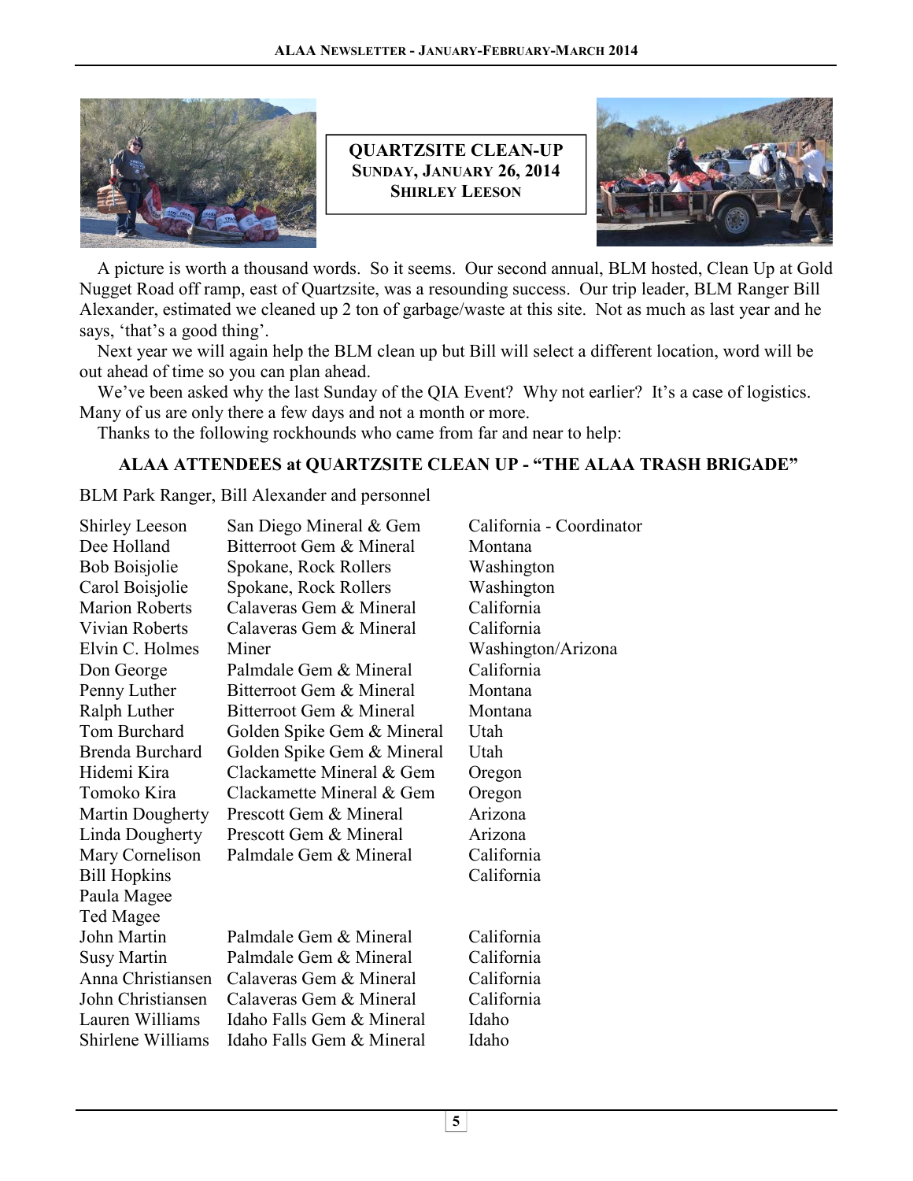## QUARTZSITE CLEAN-UP
### SUNDAY, JANUARY 26, 2014
### SHIRLEY LEESON

A picture is worth a thousand words. So it seems. Our second annual, BLM hosted, Clean Up at Gold Nugget Road off ramp, east of Quartzsite, was a resounding success. Our trip leader, BLM Ranger Bill Alexander, estimated we cleaned up 2 ton of garbage/waste at this site. Not as much as last year and he says, 'that's a good thing'.

Next year we will again help the BLM clean up but Bill will select a different location, word will be out ahead of time so you can plan ahead.

We've been asked why the last Sunday of the QIA Event? Why not earlier? It's a case of logistics. Many of us are only there a few days and not a month or more.

Thanks to the following rockhounds who came from far and near to help:

### ALAA ATTENDEES at QUARTZSITE CLEAN UP - "THE ALAA TRASH BRIGADE"

BLM Park Ranger, Bill Alexander and personnel

| | | |
|---|---|---|
| Shirley Leeson | San Diego Mineral & Gem | California - Coordinator |
| Dee Holland | Bitterroot Gem & Mineral | Montana |
| Bob Boisjolie | Spokane, Rock Rollers | Washington |
| Carol Boisjolie | Spokane, Rock Rollers | Washington |
| Marion Roberts | Calaveras Gem & Mineral | California |
| Vivian Roberts | Calaveras Gem & Mineral | California |
| Elvin C. Holmes | Miner | Washington/Arizona |
| Don George | Palmdale Gem & Mineral | California |
| Penny Luther | Bitterroot Gem & Mineral | Montana |
| Ralph Luther | Bitterroot Gem & Mineral | Montana |
| Tom Burchard | Golden Spike Gem & Mineral | Utah |
| Brenda Burchard | Golden Spike Gem & Mineral | Utah |
| Hidemi Kira | Clackamette Mineral & Gem | Oregon |
| Tomoko Kira | Clackamette Mineral & Gem | Oregon |
| Martin Dougherty | Prescott Gem & Mineral | Arizona |
| Linda Dougherty | Prescott Gem & Mineral | Arizona |
| Mary Cornelison | Palmdale Gem & Mineral | California |
| Bill Hopkins | | California |
| Paula Magee | | |
| Ted Magee | | |
| John Martin | Palmdale Gem & Mineral | California |
| Susy Martin | Palmdale Gem & Mineral | California |
| Anna Christiansen | Calaveras Gem & Mineral | California |
| John Christiansen | Calaveras Gem & Mineral | California |
| Lauren Williams | Idaho Falls Gem & Mineral | Idaho |
| Shirlene Williams | Idaho Falls Gem & Mineral | Idaho |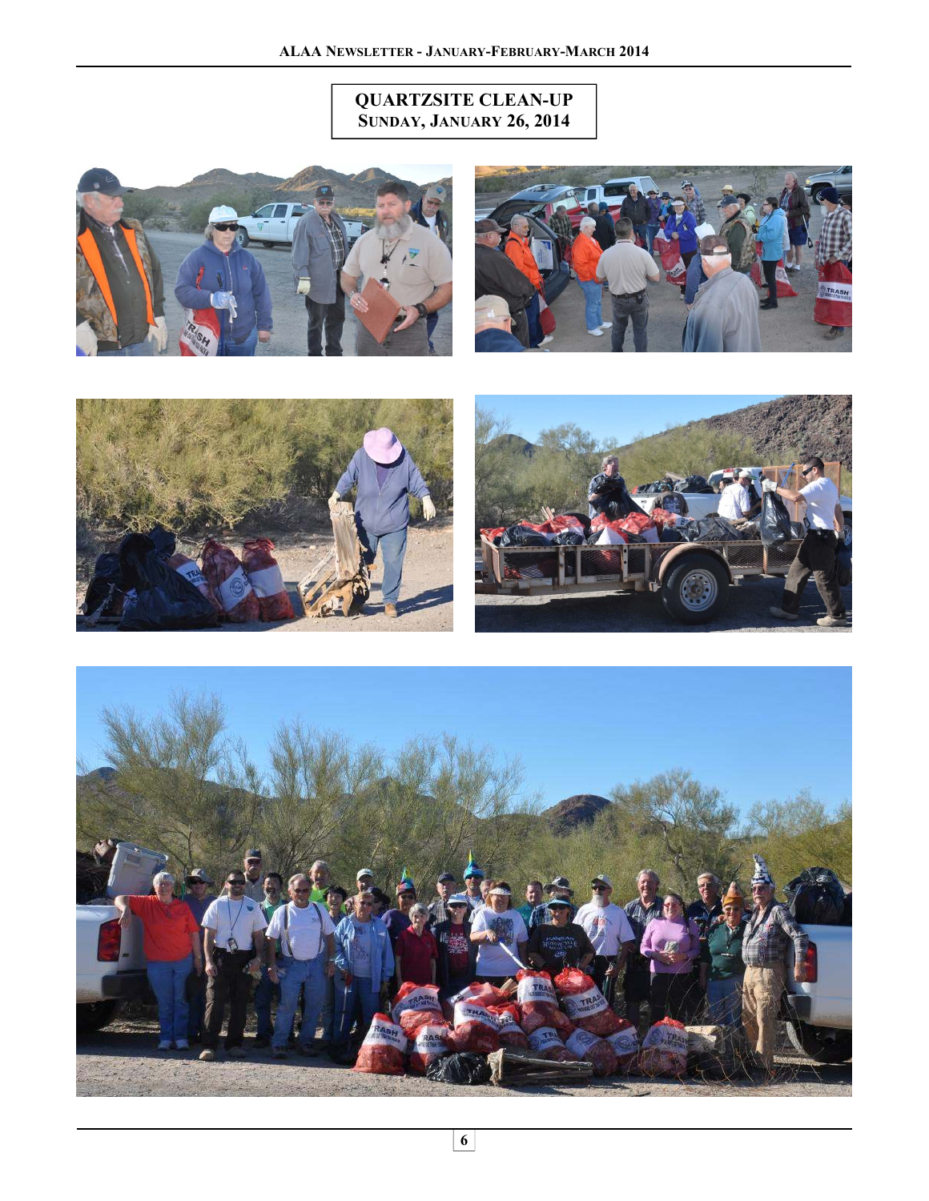# QUARTZSITE CLEAN-UP
## SUNDAY, JANUARY 26, 2014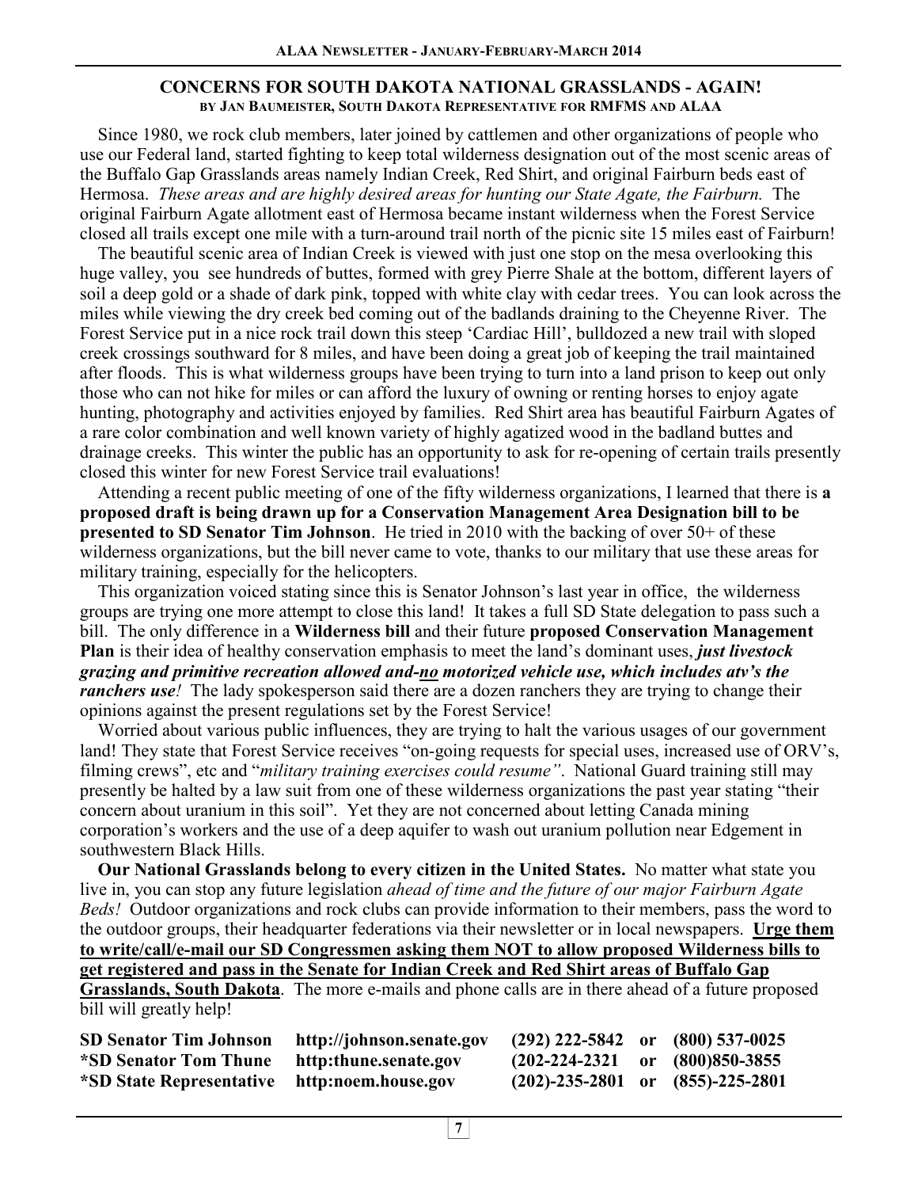## CONCERNS FOR SOUTH DAKOTA NATIONAL GRASSLANDS - AGAIN!

**BY JAN BAUMEISTER, SOUTH DAKOTA REPRESENTATIVE FOR RMFMS AND ALAA**

Since 1980, we rock club members, later joined by cattlemen and other organizations of people who use our Federal land, started fighting to keep total wilderness designation out of the most scenic areas of the Buffalo Gap Grasslands areas namely Indian Creek, Red Shirt, and original Fairburn beds east of Hermosa. *These areas and are highly desired areas for hunting our State Agate, the Fairburn.* The original Fairburn Agate allotment east of Hermosa became instant wilderness when the Forest Service closed all trails except one mile with a turn-around trail north of the picnic site 15 miles east of Fairburn!

The beautiful scenic area of Indian Creek is viewed with just one stop on the mesa overlooking this huge valley, you see hundreds of buttes, formed with grey Pierre Shale at the bottom, different layers of soil a deep gold or a shade of dark pink, topped with white clay with cedar trees. You can look across the miles while viewing the dry creek bed coming out of the badlands draining to the Cheyenne River. The Forest Service put in a nice rock trail down this steep 'Cardiac Hill', bulldozed a new trail with sloped creek crossings southward for 8 miles, and have been doing a great job of keeping the trail maintained after floods. This is what wilderness groups have been trying to turn into a land prison to keep out only those who can not hike for miles or can afford the luxury of owning or renting horses to enjoy agate hunting, photography and activities enjoyed by families. Red Shirt area has beautiful Fairburn Agates of a rare color combination and well known variety of highly agatized wood in the badland buttes and drainage creeks. This winter the public has an opportunity to ask for re-opening of certain trails presently closed this winter for new Forest Service trail evaluations!

Attending a recent public meeting of one of the fifty wilderness organizations, I learned that there is **a proposed draft is being drawn up for a Conservation Management Area Designation bill to be presented to SD Senator Tim Johnson**. He tried in 2010 with the backing of over 50+ of these wilderness organizations, but the bill never came to vote, thanks to our military that use these areas for military training, especially for the helicopters.

This organization voiced stating since this is Senator Johnson's last year in office, the wilderness groups are trying one more attempt to close this land! It takes a full SD State delegation to pass such a bill. The only difference in a **Wilderness bill** and their future **proposed Conservation Management Plan** is their idea of healthy conservation emphasis to meet the land's dominant uses, ***just livestock grazing and primitive recreation allowed and-no motorized vehicle use, which includes atv's the ranchers use****!* The lady spokesperson said there are a dozen ranchers they are trying to change their opinions against the present regulations set by the Forest Service!

Worried about various public influences, they are trying to halt the various usages of our government land! They state that Forest Service receives "on-going requests for special uses, increased use of ORV's, filming crews", etc and "*military training exercises could resume"*. National Guard training still may presently be halted by a law suit from one of these wilderness organizations the past year stating "their concern about uranium in this soil". Yet they are not concerned about letting Canada mining corporation's workers and the use of a deep aquifer to wash out uranium pollution near Edgement in southwestern Black Hills.

**Our National Grasslands belong to every citizen in the United States.** No matter what state you live in, you can stop any future legislation *ahead of time and the future of our major Fairburn Agate Beds!* Outdoor organizations and rock clubs can provide information to their members, pass the word to the outdoor groups, their headquarter federations via their newsletter or in local newspapers. **Urge them to write/call/e-mail our SD Congressmen asking them NOT to allow proposed Wilderness bills to get registered and pass in the Senate for Indian Creek and Red Shirt areas of Buffalo Gap Grasslands, South Dakota**. The more e-mails and phone calls are in there ahead of a future proposed bill will greatly help!

| | | | | |
|---|---|---|---|---|
| **SD Senator Tim Johnson** | **http://johnson.senate.gov** | **(292) 222-5842** | **or** | **(800) 537-0025** |
| ***SD Senator Tom Thune** | **http:thune.senate.gov** | **(202-224-2321** | **or** | **(800)850-3855** |
| ***SD State Representative** | **http:noem.house.gov** | **(202)-235-2801** | **or** | **(855)-225-2801** |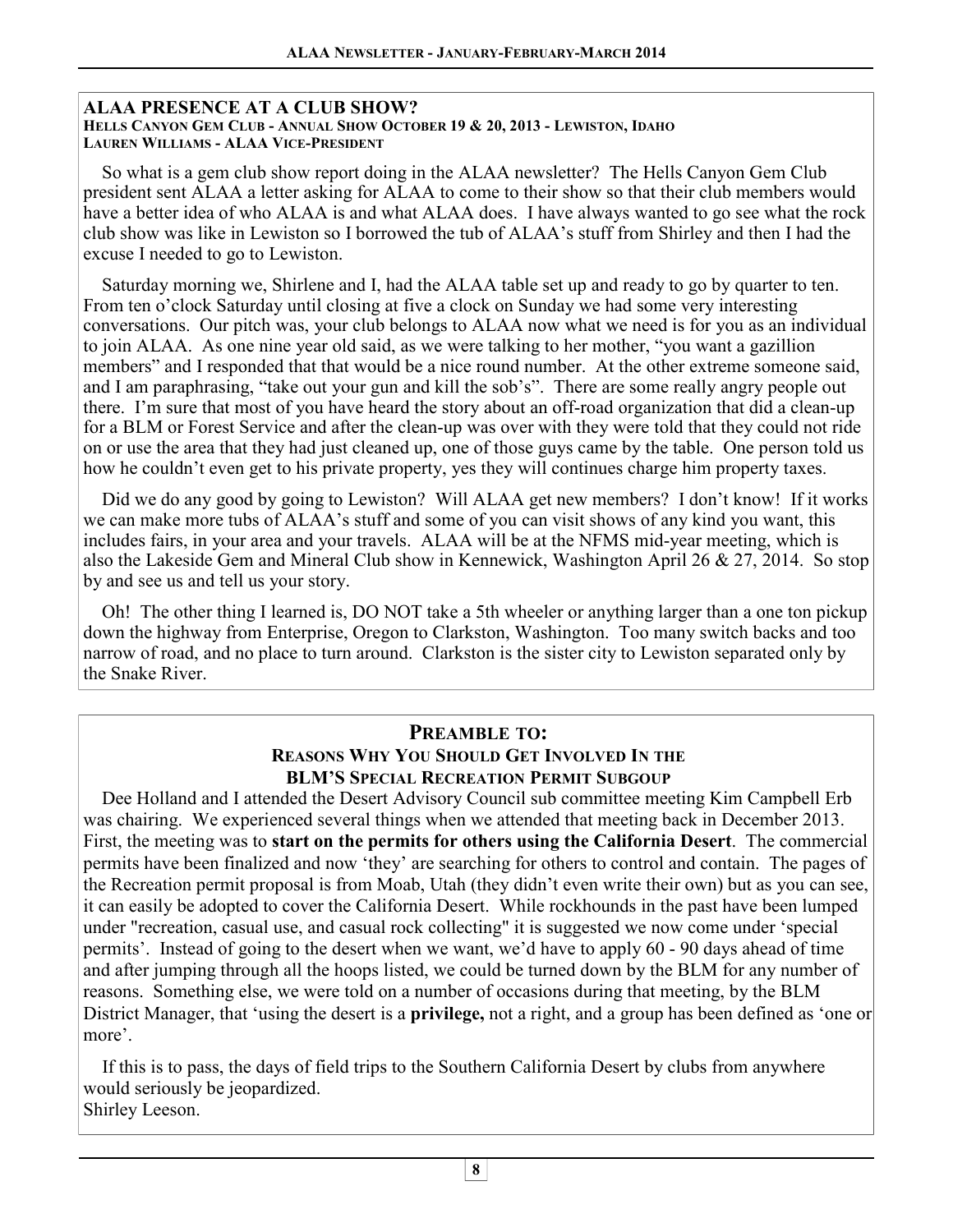## ALAA PRESENCE AT A CLUB SHOW?

**HELLS CANYON GEM CLUB - ANNUAL SHOW OCTOBER 19 & 20, 2013 - LEWISTON, IDAHO**
**LAUREN WILLIAMS - ALAA VICE-PRESIDENT**

So what is a gem club show report doing in the ALAA newsletter? The Hells Canyon Gem Club president sent ALAA a letter asking for ALAA to come to their show so that their club members would have a better idea of who ALAA is and what ALAA does. I have always wanted to go see what the rock club show was like in Lewiston so I borrowed the tub of ALAA's stuff from Shirley and then I had the excuse I needed to go to Lewiston.

Saturday morning we, Shirlene and I, had the ALAA table set up and ready to go by quarter to ten. From ten o'clock Saturday until closing at five a clock on Sunday we had some very interesting conversations. Our pitch was, your club belongs to ALAA now what we need is for you as an individual to join ALAA. As one nine year old said, as we were talking to her mother, "you want a gazillion members" and I responded that that would be a nice round number. At the other extreme someone said, and I am paraphrasing, "take out your gun and kill the sob's". There are some really angry people out there. I'm sure that most of you have heard the story about an off-road organization that did a clean-up for a BLM or Forest Service and after the clean-up was over with they were told that they could not ride on or use the area that they had just cleaned up, one of those guys came by the table. One person told us how he couldn't even get to his private property, yes they will continues charge him property taxes.

Did we do any good by going to Lewiston? Will ALAA get new members? I don't know! If it works we can make more tubs of ALAA's stuff and some of you can visit shows of any kind you want, this includes fairs, in your area and your travels. ALAA will be at the NFMS mid-year meeting, which is also the Lakeside Gem and Mineral Club show in Kennewick, Washington April 26 & 27, 2014. So stop by and see us and tell us your story.

Oh! The other thing I learned is, DO NOT take a 5th wheeler or anything larger than a one ton pickup down the highway from Enterprise, Oregon to Clarkston, Washington. Too many switch backs and too narrow of road, and no place to turn around. Clarkston is the sister city to Lewiston separated only by the Snake River.

## PREAMBLE TO:

### REASONS WHY YOU SHOULD GET INVOLVED IN THE BLM'S SPECIAL RECREATION PERMIT SUBGOUP

Dee Holland and I attended the Desert Advisory Council sub committee meeting Kim Campbell Erb was chairing. We experienced several things when we attended that meeting back in December 2013. First, the meeting was to **start on the permits for others using the California Desert**. The commercial permits have been finalized and now 'they' are searching for others to control and contain. The pages of the Recreation permit proposal is from Moab, Utah (they didn't even write their own) but as you can see, it can easily be adopted to cover the California Desert. While rockhounds in the past have been lumped under "recreation, casual use, and casual rock collecting" it is suggested we now come under 'special permits'. Instead of going to the desert when we want, we'd have to apply 60 - 90 days ahead of time and after jumping through all the hoops listed, we could be turned down by the BLM for any number of reasons. Something else, we were told on a number of occasions during that meeting, by the BLM District Manager, that 'using the desert is a **privilege,** not a right, and a group has been defined as 'one or more'.

If this is to pass, the days of field trips to the Southern California Desert by clubs from anywhere would seriously be jeopardized.
Shirley Leeson.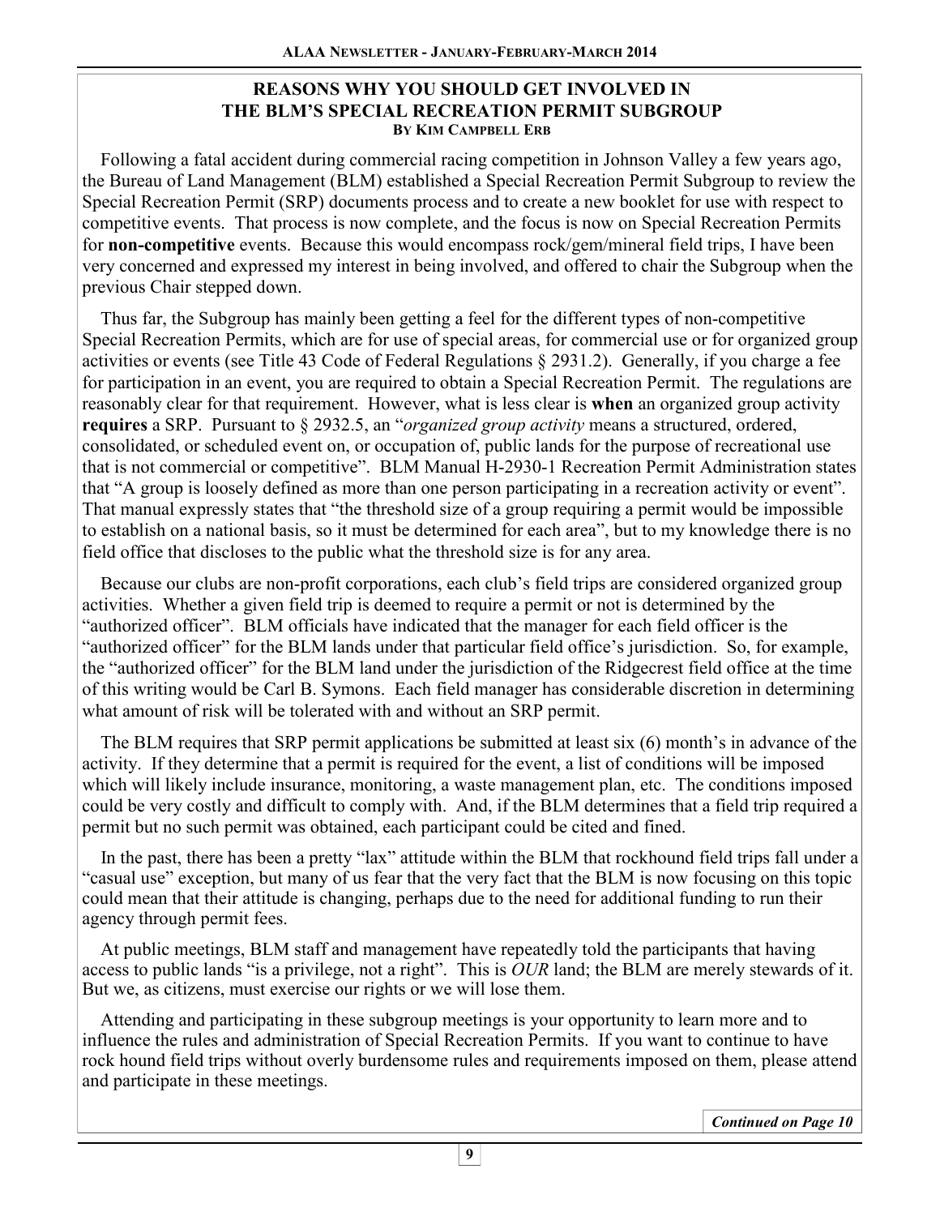## REASONS WHY YOU SHOULD GET INVOLVED IN THE BLM'S SPECIAL RECREATION PERMIT SUBGROUP

**BY KIM CAMPBELL ERB**

Following a fatal accident during commercial racing competition in Johnson Valley a few years ago, the Bureau of Land Management (BLM) established a Special Recreation Permit Subgroup to review the Special Recreation Permit (SRP) documents process and to create a new booklet for use with respect to competitive events. That process is now complete, and the focus is now on Special Recreation Permits for **non-competitive** events. Because this would encompass rock/gem/mineral field trips, I have been very concerned and expressed my interest in being involved, and offered to chair the Subgroup when the previous Chair stepped down.

Thus far, the Subgroup has mainly been getting a feel for the different types of non-competitive Special Recreation Permits, which are for use of special areas, for commercial use or for organized group activities or events (see Title 43 Code of Federal Regulations § 2931.2). Generally, if you charge a fee for participation in an event, you are required to obtain a Special Recreation Permit. The regulations are reasonably clear for that requirement. However, what is less clear is **when** an organized group activity **requires** a SRP. Pursuant to § 2932.5, an "*organized group activity* means a structured, ordered, consolidated, or scheduled event on, or occupation of, public lands for the purpose of recreational use that is not commercial or competitive". BLM Manual H-2930-1 Recreation Permit Administration states that "A group is loosely defined as more than one person participating in a recreation activity or event". That manual expressly states that "the threshold size of a group requiring a permit would be impossible to establish on a national basis, so it must be determined for each area", but to my knowledge there is no field office that discloses to the public what the threshold size is for any area.

Because our clubs are non-profit corporations, each club's field trips are considered organized group activities. Whether a given field trip is deemed to require a permit or not is determined by the "authorized officer". BLM officials have indicated that the manager for each field officer is the "authorized officer" for the BLM lands under that particular field office's jurisdiction. So, for example, the "authorized officer" for the BLM land under the jurisdiction of the Ridgecrest field office at the time of this writing would be Carl B. Symons. Each field manager has considerable discretion in determining what amount of risk will be tolerated with and without an SRP permit.

The BLM requires that SRP permit applications be submitted at least six (6) month's in advance of the activity. If they determine that a permit is required for the event, a list of conditions will be imposed which will likely include insurance, monitoring, a waste management plan, etc. The conditions imposed could be very costly and difficult to comply with. And, if the BLM determines that a field trip required a permit but no such permit was obtained, each participant could be cited and fined.

In the past, there has been a pretty "lax" attitude within the BLM that rockhound field trips fall under a "casual use" exception, but many of us fear that the very fact that the BLM is now focusing on this topic could mean that their attitude is changing, perhaps due to the need for additional funding to run their agency through permit fees.

At public meetings, BLM staff and management have repeatedly told the participants that having access to public lands "is a privilege, not a right". This is *OUR* land; the BLM are merely stewards of it. But we, as citizens, must exercise our rights or we will lose them.

Attending and participating in these subgroup meetings is your opportunity to learn more and to influence the rules and administration of Special Recreation Permits. If you want to continue to have rock hound field trips without overly burdensome rules and requirements imposed on them, please attend and participate in these meetings.

***Continued on Page 10***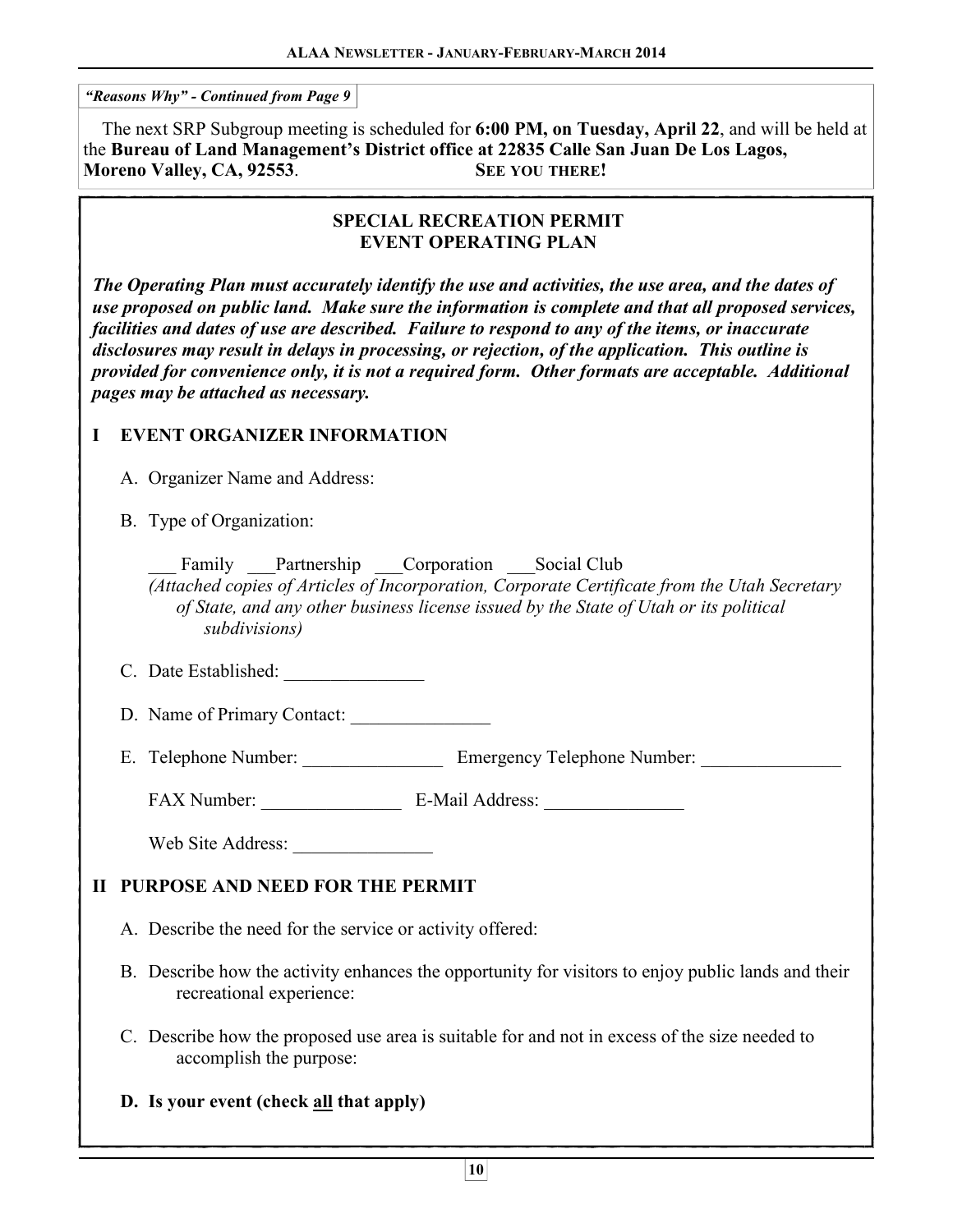*"Reasons Why" - Continued from Page 9*

The next SRP Subgroup meeting is scheduled for **6:00 PM, on Tuesday, April 22**, and will be held at the **Bureau of Land Management's District office at 22835 Calle San Juan De Los Lagos, Moreno Valley, CA, 92553**. **SEE YOU THERE!**

## SPECIAL RECREATION PERMIT
## EVENT OPERATING PLAN

***The Operating Plan must accurately identify the use and activities, the use area, and the dates of use proposed on public land. Make sure the information is complete and that all proposed services, facilities and dates of use are described. Failure to respond to any of the items, or inaccurate disclosures may result in delays in processing, or rejection, of the application. This outline is provided for convenience only, it is not a required form. Other formats are acceptable. Additional pages may be attached as necessary.***

### I EVENT ORGANIZER INFORMATION

A. Organizer Name and Address:

B. Type of Organization:

___ Family ___Partnership ___Corporation ___Social Club
*(Attached copies of Articles of Incorporation, Corporate Certificate from the Utah Secretary of State, and any other business license issued by the State of Utah or its political subdivisions)*

C. Date Established: _______________

D. Name of Primary Contact: _______________

E. Telephone Number: _______________ Emergency Telephone Number: _______________

FAX Number: _______________ E-Mail Address: _______________

Web Site Address: _______________

### II PURPOSE AND NEED FOR THE PERMIT

A. Describe the need for the service or activity offered:

B. Describe how the activity enhances the opportunity for visitors to enjoy public lands and their recreational experience:

C. Describe how the proposed use area is suitable for and not in excess of the size needed to accomplish the purpose:

**D. Is your event (check <u>all</u> that apply)**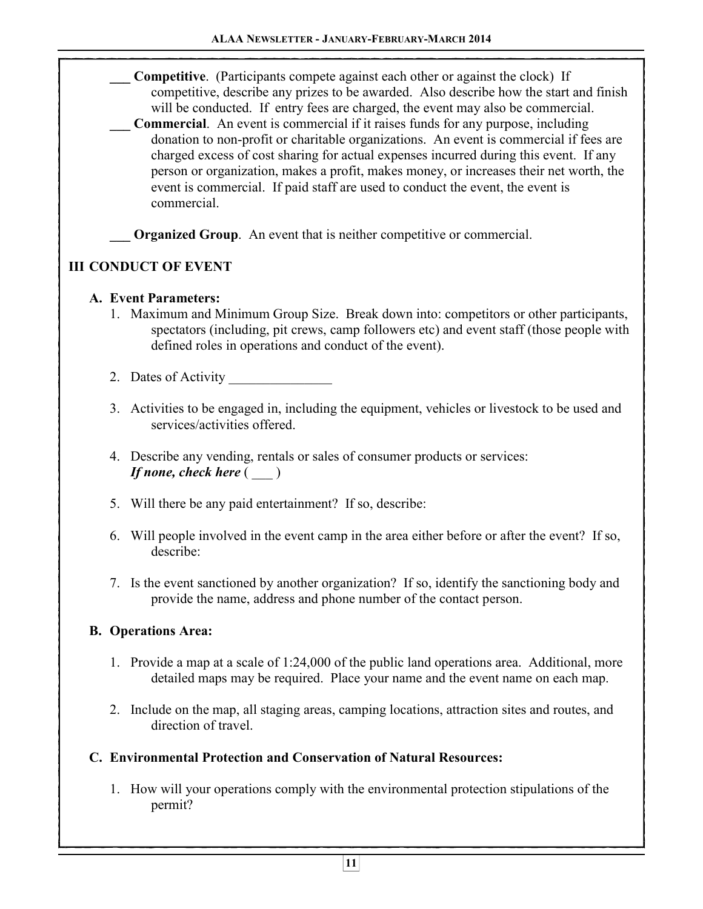**\_\_\_ Competitive**. (Participants compete against each other or against the clock) If competitive, describe any prizes to be awarded. Also describe how the start and finish will be conducted. If entry fees are charged, the event may also be commercial.

**\_\_\_ Commercial**. An event is commercial if it raises funds for any purpose, including donation to non-profit or charitable organizations. An event is commercial if fees are charged excess of cost sharing for actual expenses incurred during this event. If any person or organization, makes a profit, makes money, or increases their net worth, the event is commercial. If paid staff are used to conduct the event, the event is commercial.

**\_\_\_ Organized Group**. An event that is neither competitive or commercial.

## III CONDUCT OF EVENT

### A. Event Parameters:

1. Maximum and Minimum Group Size. Break down into: competitors or other participants, spectators (including, pit crews, camp followers etc) and event staff (those people with defined roles in operations and conduct of the event).
2. Dates of Activity \_\_\_\_\_\_\_\_\_\_\_\_\_\_\_
3. Activities to be engaged in, including the equipment, vehicles or livestock to be used and services/activities offered.
4. Describe any vending, rentals or sales of consumer products or services: ***If none, check here*** ( \_\_\_ )
5. Will there be any paid entertainment? If so, describe:
6. Will people involved in the event camp in the area either before or after the event? If so, describe:
7. Is the event sanctioned by another organization? If so, identify the sanctioning body and provide the name, address and phone number of the contact person.

### B. Operations Area:

1. Provide a map at a scale of 1:24,000 of the public land operations area. Additional, more detailed maps may be required. Place your name and the event name on each map.
2. Include on the map, all staging areas, camping locations, attraction sites and routes, and direction of travel.

### C. Environmental Protection and Conservation of Natural Resources:

1. How will your operations comply with the environmental protection stipulations of the permit?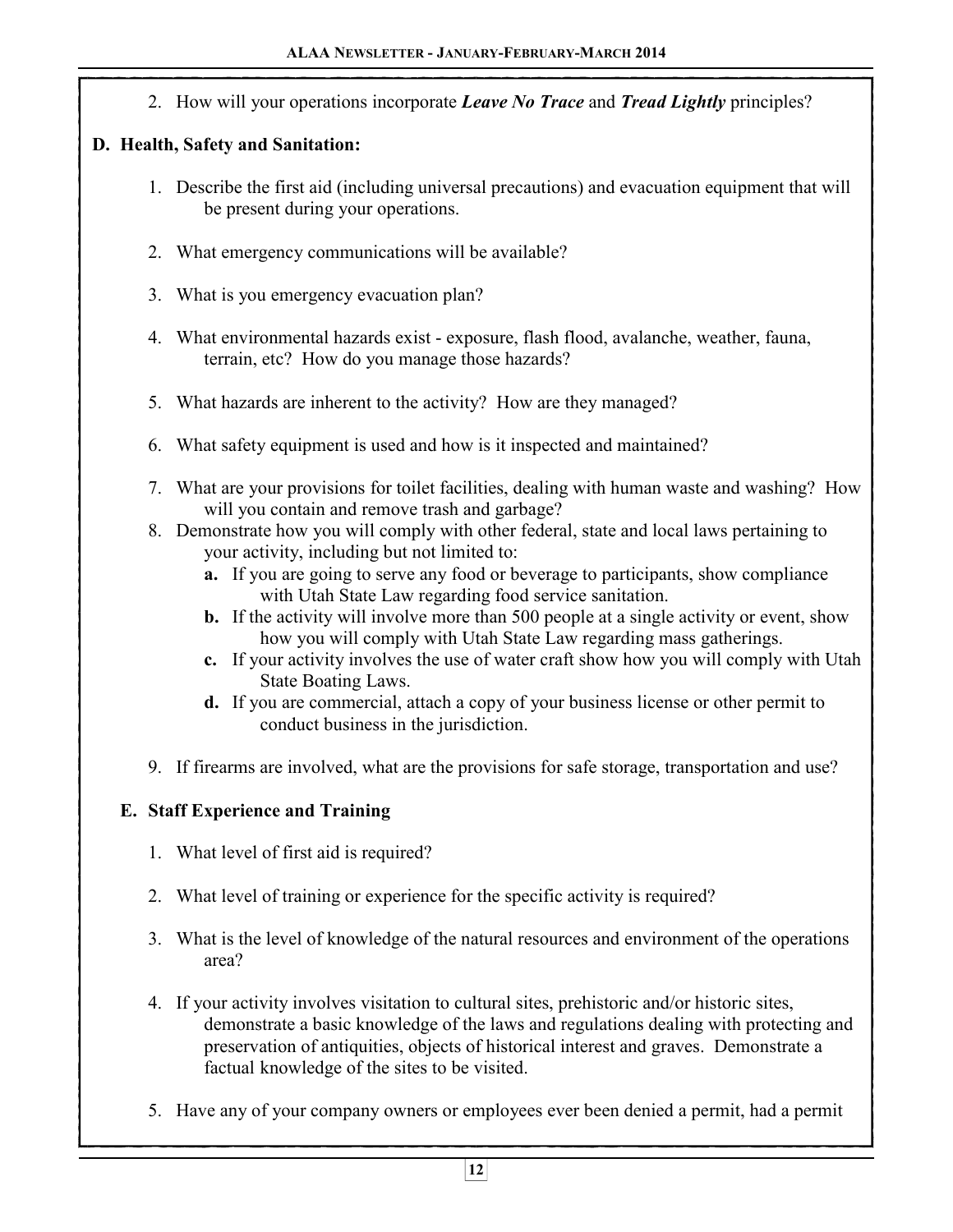2. How will your operations incorporate ***Leave No Trace*** and ***Tread Lightly*** principles?

**D. Health, Safety and Sanitation:**

1. Describe the first aid (including universal precautions) and evacuation equipment that will be present during your operations.

2. What emergency communications will be available?

3. What is you emergency evacuation plan?

4. What environmental hazards exist - exposure, flash flood, avalanche, weather, fauna, terrain, etc? How do you manage those hazards?

5. What hazards are inherent to the activity? How are they managed?

6. What safety equipment is used and how is it inspected and maintained?

7. What are your provisions for toilet facilities, dealing with human waste and washing? How will you contain and remove trash and garbage?
8. Demonstrate how you will comply with other federal, state and local laws pertaining to your activity, including but not limited to:
   - **a.** If you are going to serve any food or beverage to participants, show compliance with Utah State Law regarding food service sanitation.
   - **b.** If the activity will involve more than 500 people at a single activity or event, show how you will comply with Utah State Law regarding mass gatherings.
   - **c.** If your activity involves the use of water craft show how you will comply with Utah State Boating Laws.
   - **d.** If you are commercial, attach a copy of your business license or other permit to conduct business in the jurisdiction.

9. If firearms are involved, what are the provisions for safe storage, transportation and use?

**E. Staff Experience and Training**

1. What level of first aid is required?

2. What level of training or experience for the specific activity is required?

3. What is the level of knowledge of the natural resources and environment of the operations area?

4. If your activity involves visitation to cultural sites, prehistoric and/or historic sites, demonstrate a basic knowledge of the laws and regulations dealing with protecting and preservation of antiquities, objects of historical interest and graves. Demonstrate a factual knowledge of the sites to be visited.

5. Have any of your company owners or employees ever been denied a permit, had a permit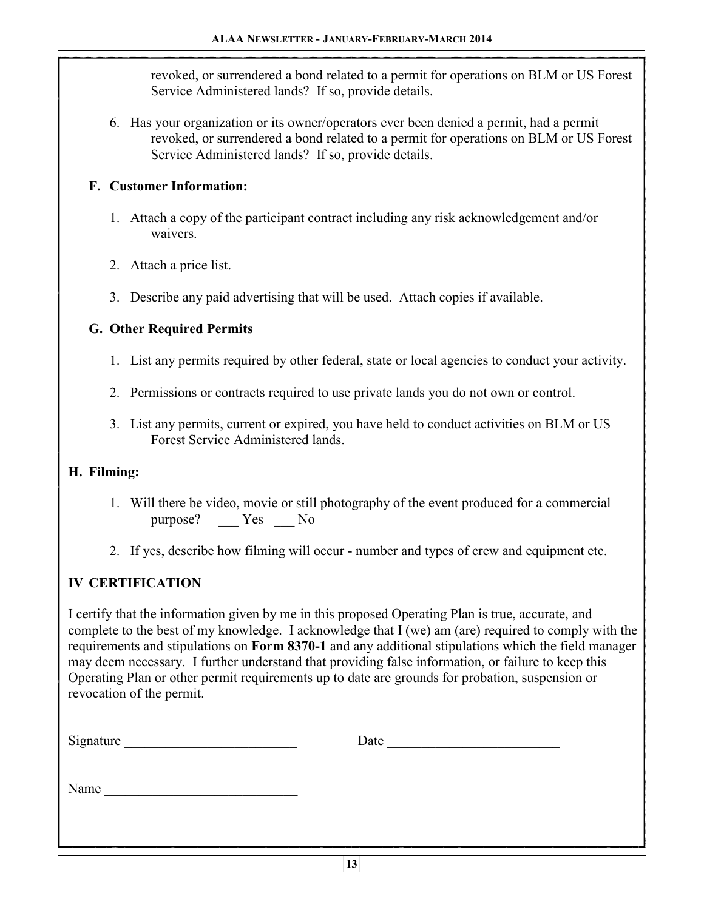revoked, or surrendered a bond related to a permit for operations on BLM or US Forest Service Administered lands? If so, provide details.

6. Has your organization or its owner/operators ever been denied a permit, had a permit revoked, or surrendered a bond related to a permit for operations on BLM or US Forest Service Administered lands? If so, provide details.

### F. Customer Information:

1. Attach a copy of the participant contract including any risk acknowledgement and/or waivers.
2. Attach a price list.
3. Describe any paid advertising that will be used. Attach copies if available.

### G. Other Required Permits

1. List any permits required by other federal, state or local agencies to conduct your activity.
2. Permissions or contracts required to use private lands you do not own or control.
3. List any permits, current or expired, you have held to conduct activities on BLM or US Forest Service Administered lands.

### H. Filming:

1. Will there be video, movie or still photography of the event produced for a commercial purpose? ___ Yes ___ No
2. If yes, describe how filming will occur - number and types of crew and equipment etc.

## IV CERTIFICATION

I certify that the information given by me in this proposed Operating Plan is true, accurate, and complete to the best of my knowledge. I acknowledge that I (we) am (are) required to comply with the requirements and stipulations on **Form 8370-1** and any additional stipulations which the field manager may deem necessary. I further understand that providing false information, or failure to keep this Operating Plan or other permit requirements up to date are grounds for probation, suspension or revocation of the permit.

Signature _________________________ Date _________________________

Name ___________________________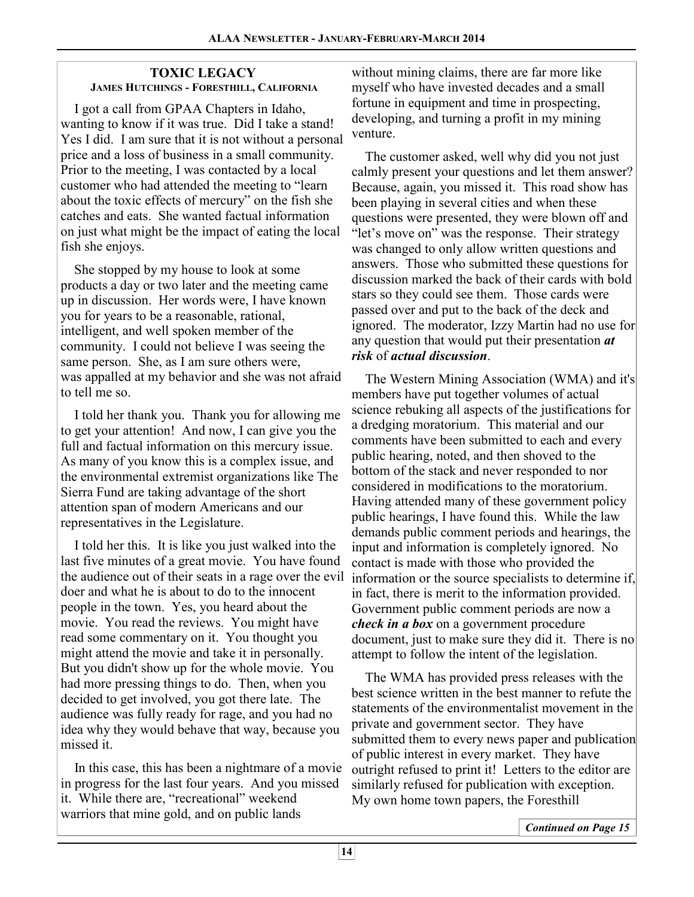## TOXIC LEGACY

**James Hutchings - Foresthill, California**

I got a call from GPAA Chapters in Idaho, wanting to know if it was true. Did I take a stand! Yes I did. I am sure that it is not without a personal price and a loss of business in a small community. Prior to the meeting, I was contacted by a local customer who had attended the meeting to "learn about the toxic effects of mercury" on the fish she catches and eats. She wanted factual information on just what might be the impact of eating the local fish she enjoys.

She stopped by my house to look at some products a day or two later and the meeting came up in discussion. Her words were, I have known you for years to be a reasonable, rational, intelligent, and well spoken member of the community. I could not believe I was seeing the same person. She, as I am sure others were, was appalled at my behavior and she was not afraid to tell me so.

I told her thank you. Thank you for allowing me to get your attention! And now, I can give you the full and factual information on this mercury issue. As many of you know this is a complex issue, and the environmental extremist organizations like The Sierra Fund are taking advantage of the short attention span of modern Americans and our representatives in the Legislature.

I told her this. It is like you just walked into the last five minutes of a great movie. You have found the audience out of their seats in a rage over the evil doer and what he is about to do to the innocent people in the town. Yes, you heard about the movie. You read the reviews. You might have read some commentary on it. You thought you might attend the movie and take it in personally. But you didn't show up for the whole movie. You had more pressing things to do. Then, when you decided to get involved, you got there late. The audience was fully ready for rage, and you had no idea why they would behave that way, because you missed it.

In this case, this has been a nightmare of a movie in progress for the last four years. And you missed it. While there are, "recreational" weekend warriors that mine gold, and on public lands without mining claims, there are far more like myself who have invested decades and a small fortune in equipment and time in prospecting, developing, and turning a profit in my mining venture.

The customer asked, well why did you not just calmly present your questions and let them answer? Because, again, you missed it. This road show has been playing in several cities and when these questions were presented, they were blown off and "let's move on" was the response. Their strategy was changed to only allow written questions and answers. Those who submitted these questions for discussion marked the back of their cards with bold stars so they could see them. Those cards were passed over and put to the back of the deck and ignored. The moderator, Izzy Martin had no use for any question that would put their presentation ***at risk*** of ***actual discussion***.

The Western Mining Association (WMA) and it's members have put together volumes of actual science rebuking all aspects of the justifications for a dredging moratorium. This material and our comments have been submitted to each and every public hearing, noted, and then shoved to the bottom of the stack and never responded to nor considered in modifications to the moratorium. Having attended many of these government policy public hearings, I have found this. While the law demands public comment periods and hearings, the input and information is completely ignored. No contact is made with those who provided the information or the source specialists to determine if, in fact, there is merit to the information provided. Government public comment periods are now a ***check in a box*** on a government procedure document, just to make sure they did it. There is no attempt to follow the intent of the legislation.

The WMA has provided press releases with the best science written in the best manner to refute the statements of the environmentalist movement in the private and government sector. They have submitted them to every news paper and publication of public interest in every market. They have outright refused to print it! Letters to the editor are similarly refused for publication with exception. My own home town papers, the Foresthill

***Continued on Page 15***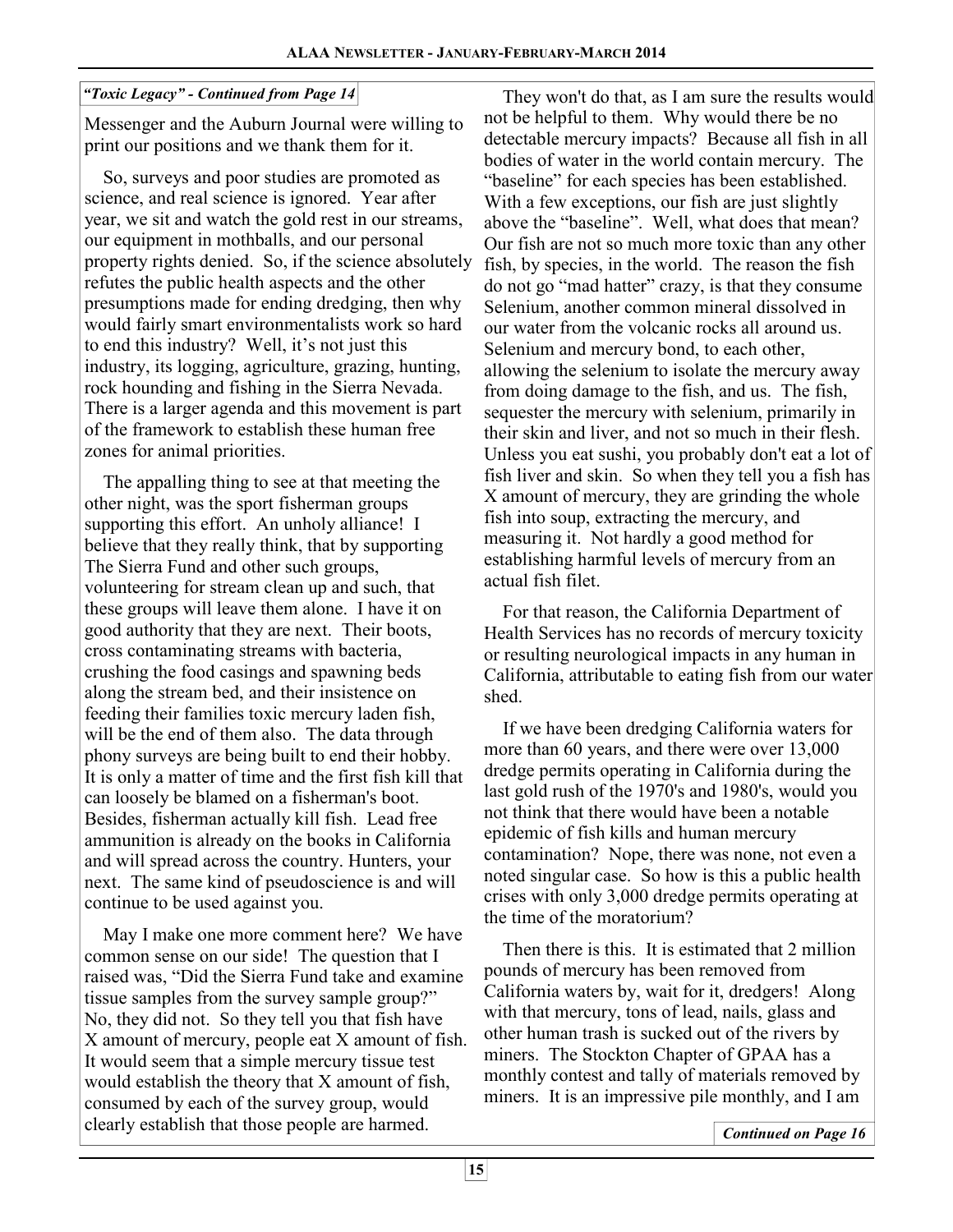*"Toxic Legacy" - Continued from Page 14*

Messenger and the Auburn Journal were willing to print our positions and we thank them for it.

So, surveys and poor studies are promoted as science, and real science is ignored. Year after year, we sit and watch the gold rest in our streams, our equipment in mothballs, and our personal property rights denied. So, if the science absolutely refutes the public health aspects and the other presumptions made for ending dredging, then why would fairly smart environmentalists work so hard to end this industry? Well, it's not just this industry, its logging, agriculture, grazing, hunting, rock hounding and fishing in the Sierra Nevada. There is a larger agenda and this movement is part of the framework to establish these human free zones for animal priorities.

The appalling thing to see at that meeting the other night, was the sport fisherman groups supporting this effort. An unholy alliance! I believe that they really think, that by supporting The Sierra Fund and other such groups, volunteering for stream clean up and such, that these groups will leave them alone. I have it on good authority that they are next. Their boots, cross contaminating streams with bacteria, crushing the food casings and spawning beds along the stream bed, and their insistence on feeding their families toxic mercury laden fish, will be the end of them also. The data through phony surveys are being built to end their hobby. It is only a matter of time and the first fish kill that can loosely be blamed on a fisherman's boot. Besides, fisherman actually kill fish. Lead free ammunition is already on the books in California and will spread across the country. Hunters, your next. The same kind of pseudoscience is and will continue to be used against you.

May I make one more comment here? We have common sense on our side! The question that I raised was, "Did the Sierra Fund take and examine tissue samples from the survey sample group?" No, they did not. So they tell you that fish have X amount of mercury, people eat X amount of fish. It would seem that a simple mercury tissue test would establish the theory that X amount of fish, consumed by each of the survey group, would clearly establish that those people are harmed.

They won't do that, as I am sure the results would not be helpful to them. Why would there be no detectable mercury impacts? Because all fish in all bodies of water in the world contain mercury. The "baseline" for each species has been established. With a few exceptions, our fish are just slightly above the "baseline". Well, what does that mean? Our fish are not so much more toxic than any other fish, by species, in the world. The reason the fish do not go "mad hatter" crazy, is that they consume Selenium, another common mineral dissolved in our water from the volcanic rocks all around us. Selenium and mercury bond, to each other, allowing the selenium to isolate the mercury away from doing damage to the fish, and us. The fish, sequester the mercury with selenium, primarily in their skin and liver, and not so much in their flesh. Unless you eat sushi, you probably don't eat a lot of fish liver and skin. So when they tell you a fish has X amount of mercury, they are grinding the whole fish into soup, extracting the mercury, and measuring it. Not hardly a good method for establishing harmful levels of mercury from an actual fish filet.

For that reason, the California Department of Health Services has no records of mercury toxicity or resulting neurological impacts in any human in California, attributable to eating fish from our water shed.

If we have been dredging California waters for more than 60 years, and there were over 13,000 dredge permits operating in California during the last gold rush of the 1970's and 1980's, would you not think that there would have been a notable epidemic of fish kills and human mercury contamination? Nope, there was none, not even a noted singular case. So how is this a public health crises with only 3,000 dredge permits operating at the time of the moratorium?

Then there is this. It is estimated that 2 million pounds of mercury has been removed from California waters by, wait for it, dredgers! Along with that mercury, tons of lead, nails, glass and other human trash is sucked out of the rivers by miners. The Stockton Chapter of GPAA has a monthly contest and tally of materials removed by miners. It is an impressive pile monthly, and I am

*Continued on Page 16*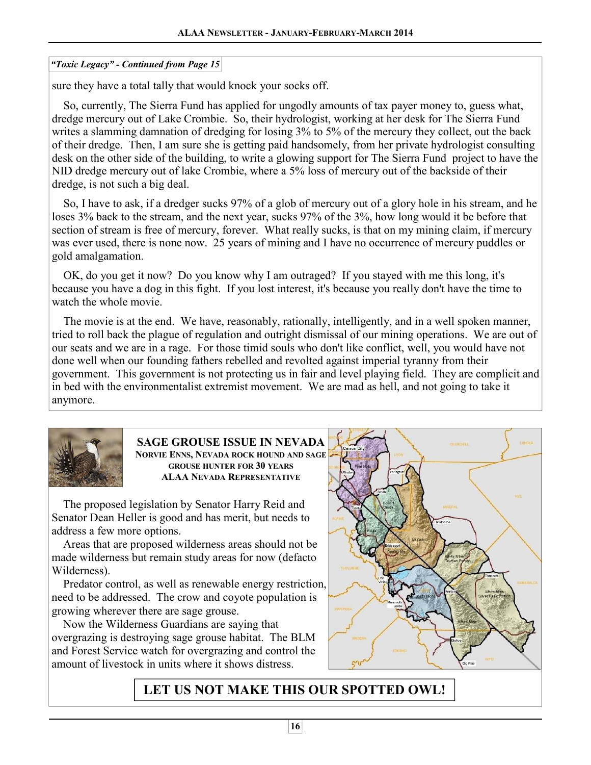*"Toxic Legacy" - Continued from Page 15*

sure they have a total tally that would knock your socks off.

So, currently, The Sierra Fund has applied for ungodly amounts of tax payer money to, guess what, dredge mercury out of Lake Crombie. So, their hydrologist, working at her desk for The Sierra Fund writes a slamming damnation of dredging for losing 3% to 5% of the mercury they collect, out the back of their dredge. Then, I am sure she is getting paid handsomely, from her private hydrologist consulting desk on the other side of the building, to write a glowing support for The Sierra Fund project to have the NID dredge mercury out of lake Crombie, where a 5% loss of mercury out of the backside of their dredge, is not such a big deal.

So, I have to ask, if a dredger sucks 97% of a glob of mercury out of a glory hole in his stream, and he loses 3% back to the stream, and the next year, sucks 97% of the 3%, how long would it be before that section of stream is free of mercury, forever. What really sucks, is that on my mining claim, if mercury was ever used, there is none now. 25 years of mining and I have no occurrence of mercury puddles or gold amalgamation.

OK, do you get it now? Do you know why I am outraged? If you stayed with me this long, it's because you have a dog in this fight. If you lost interest, it's because you really don't have the time to watch the whole movie.

The movie is at the end. We have, reasonably, rationally, intelligently, and in a well spoken manner, tried to roll back the plague of regulation and outright dismissal of our mining operations. We are out of our seats and we are in a rage. For those timid souls who don't like conflict, well, you would have not done well when our founding fathers rebelled and revolted against imperial tyranny from their government. This government is not protecting us in fair and level playing field. They are complicit and in bed with the environmentalist extremist movement. We are mad as hell, and not going to take it anymore.

## SAGE GROUSE ISSUE IN NEVADA

**Norvie Enns, Nevada rock hound and sage grouse hunter for 30 years**
**ALAA Nevada Representative**

The proposed legislation by Senator Harry Reid and Senator Dean Heller is good and has merit, but needs to address a few more options.

Areas that are proposed wilderness areas should not be made wilderness but remain study areas for now (defacto Wilderness).

Predator control, as well as renewable energy restriction, need to be addressed. The crow and coyote population is growing wherever there are sage grouse.

Now the Wilderness Guardians are saying that overgrazing is destroying sage grouse habitat. The BLM and Forest Service watch for overgrazing and control the amount of livestock in units where it shows distress.

**LET US NOT MAKE THIS OUR SPOTTED OWL!**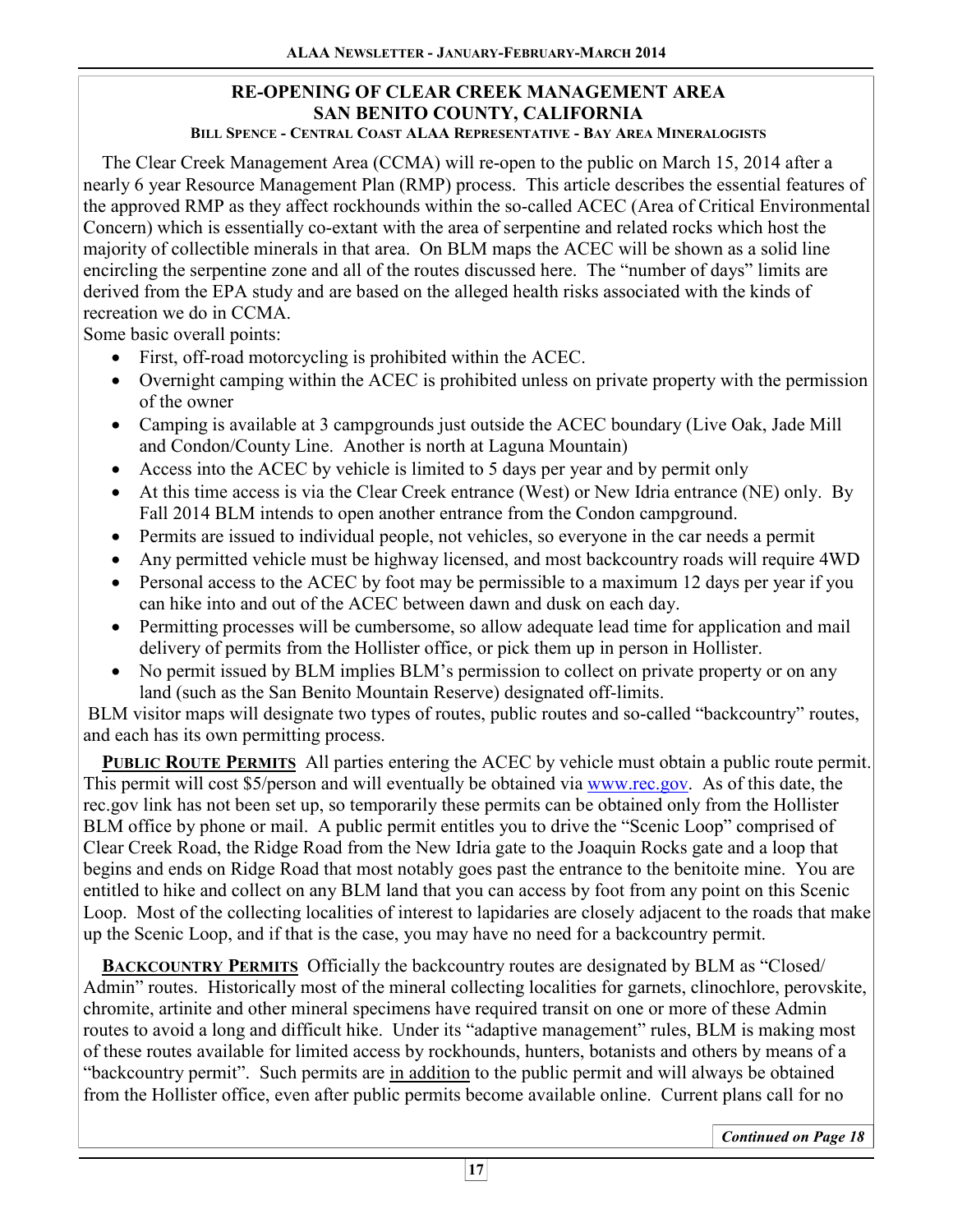# RE-OPENING OF CLEAR CREEK MANAGEMENT AREA
# SAN BENITO COUNTY, CALIFORNIA

**BILL SPENCE - CENTRAL COAST ALAA REPRESENTATIVE - BAY AREA MINERALOGISTS**

The Clear Creek Management Area (CCMA) will re-open to the public on March 15, 2014 after a nearly 6 year Resource Management Plan (RMP) process. This article describes the essential features of the approved RMP as they affect rockhounds within the so-called ACEC (Area of Critical Environmental Concern) which is essentially co-extant with the area of serpentine and related rocks which host the majority of collectible minerals in that area. On BLM maps the ACEC will be shown as a solid line encircling the serpentine zone and all of the routes discussed here. The "number of days" limits are derived from the EPA study and are based on the alleged health risks associated with the kinds of recreation we do in CCMA.

Some basic overall points:

- First, off-road motorcycling is prohibited within the ACEC.
- Overnight camping within the ACEC is prohibited unless on private property with the permission of the owner
- Camping is available at 3 campgrounds just outside the ACEC boundary (Live Oak, Jade Mill and Condon/County Line. Another is north at Laguna Mountain)
- Access into the ACEC by vehicle is limited to 5 days per year and by permit only
- At this time access is via the Clear Creek entrance (West) or New Idria entrance (NE) only. By Fall 2014 BLM intends to open another entrance from the Condon campground.
- Permits are issued to individual people, not vehicles, so everyone in the car needs a permit
- Any permitted vehicle must be highway licensed, and most backcountry roads will require 4WD
- Personal access to the ACEC by foot may be permissible to a maximum 12 days per year if you can hike into and out of the ACEC between dawn and dusk on each day.
- Permitting processes will be cumbersome, so allow adequate lead time for application and mail delivery of permits from the Hollister office, or pick them up in person in Hollister.
- No permit issued by BLM implies BLM's permission to collect on private property or on any land (such as the San Benito Mountain Reserve) designated off-limits.

BLM visitor maps will designate two types of routes, public routes and so-called "backcountry" routes, and each has its own permitting process.

**PUBLIC ROUTE PERMITS** All parties entering the ACEC by vehicle must obtain a public route permit. This permit will cost $5/person and will eventually be obtained via www.rec.gov. As of this date, the rec.gov link has not been set up, so temporarily these permits can be obtained only from the Hollister BLM office by phone or mail. A public permit entitles you to drive the "Scenic Loop" comprised of Clear Creek Road, the Ridge Road from the New Idria gate to the Joaquin Rocks gate and a loop that begins and ends on Ridge Road that most notably goes past the entrance to the benitoite mine. You are entitled to hike and collect on any BLM land that you can access by foot from any point on this Scenic Loop. Most of the collecting localities of interest to lapidaries are closely adjacent to the roads that make up the Scenic Loop, and if that is the case, you may have no need for a backcountry permit.

**BACKCOUNTRY PERMITS** Officially the backcountry routes are designated by BLM as "Closed/ Admin" routes. Historically most of the mineral collecting localities for garnets, clinochlore, perovskite, chromite, artinite and other mineral specimens have required transit on one or more of these Admin routes to avoid a long and difficult hike. Under its "adaptive management" rules, BLM is making most of these routes available for limited access by rockhounds, hunters, botanists and others by means of a "backcountry permit". Such permits are in addition to the public permit and will always be obtained from the Hollister office, even after public permits become available online. Current plans call for no

*Continued on Page 18*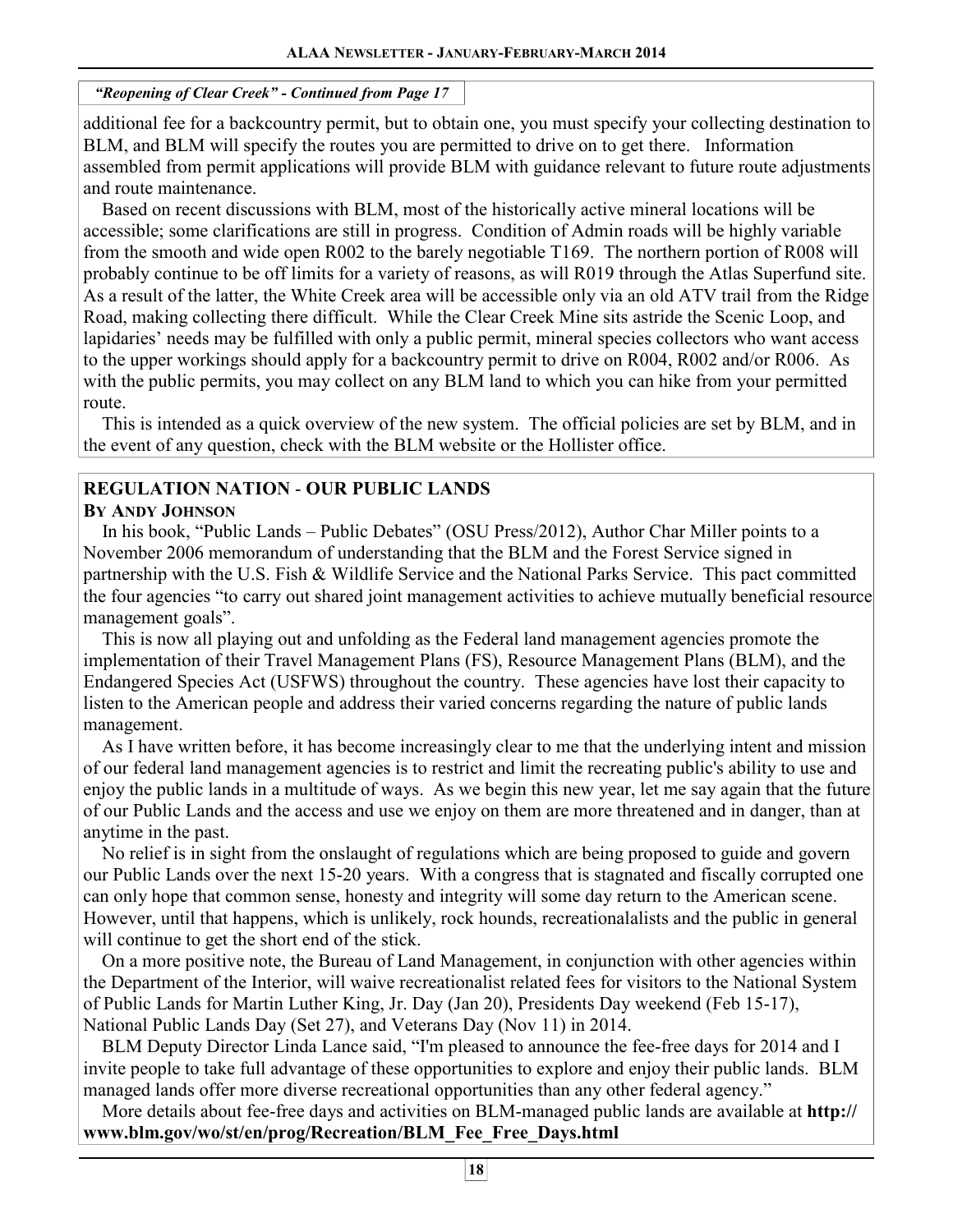*"Reopening of Clear Creek" - Continued from Page 17*

additional fee for a backcountry permit, but to obtain one, you must specify your collecting destination to BLM, and BLM will specify the routes you are permitted to drive on to get there. Information assembled from permit applications will provide BLM with guidance relevant to future route adjustments and route maintenance.

Based on recent discussions with BLM, most of the historically active mineral locations will be accessible; some clarifications are still in progress. Condition of Admin roads will be highly variable from the smooth and wide open R002 to the barely negotiable T169. The northern portion of R008 will probably continue to be off limits for a variety of reasons, as will R019 through the Atlas Superfund site. As a result of the latter, the White Creek area will be accessible only via an old ATV trail from the Ridge Road, making collecting there difficult. While the Clear Creek Mine sits astride the Scenic Loop, and lapidaries' needs may be fulfilled with only a public permit, mineral species collectors who want access to the upper workings should apply for a backcountry permit to drive on R004, R002 and/or R006. As with the public permits, you may collect on any BLM land to which you can hike from your permitted route.

This is intended as a quick overview of the new system. The official policies are set by BLM, and in the event of any question, check with the BLM website or the Hollister office.

## REGULATION NATION - OUR PUBLIC LANDS

**BY ANDY JOHNSON**

In his book, "Public Lands – Public Debates" (OSU Press/2012), Author Char Miller points to a November 2006 memorandum of understanding that the BLM and the Forest Service signed in partnership with the U.S. Fish & Wildlife Service and the National Parks Service. This pact committed the four agencies "to carry out shared joint management activities to achieve mutually beneficial resource management goals".

This is now all playing out and unfolding as the Federal land management agencies promote the implementation of their Travel Management Plans (FS), Resource Management Plans (BLM), and the Endangered Species Act (USFWS) throughout the country. These agencies have lost their capacity to listen to the American people and address their varied concerns regarding the nature of public lands management.

As I have written before, it has become increasingly clear to me that the underlying intent and mission of our federal land management agencies is to restrict and limit the recreating public's ability to use and enjoy the public lands in a multitude of ways. As we begin this new year, let me say again that the future of our Public Lands and the access and use we enjoy on them are more threatened and in danger, than at anytime in the past.

No relief is in sight from the onslaught of regulations which are being proposed to guide and govern our Public Lands over the next 15-20 years. With a congress that is stagnated and fiscally corrupted one can only hope that common sense, honesty and integrity will some day return to the American scene. However, until that happens, which is unlikely, rock hounds, recreationalalists and the public in general will continue to get the short end of the stick.

On a more positive note, the Bureau of Land Management, in conjunction with other agencies within the Department of the Interior, will waive recreationalist related fees for visitors to the National System of Public Lands for Martin Luther King, Jr. Day (Jan 20), Presidents Day weekend (Feb 15-17), National Public Lands Day (Set 27), and Veterans Day (Nov 11) in 2014.

BLM Deputy Director Linda Lance said, "I'm pleased to announce the fee-free days for 2014 and I invite people to take full advantage of these opportunities to explore and enjoy their public lands. BLM managed lands offer more diverse recreational opportunities than any other federal agency."

More details about fee-free days and activities on BLM-managed public lands are available at **http://www.blm.gov/wo/st/en/prog/Recreation/BLM_Fee_Free_Days.html**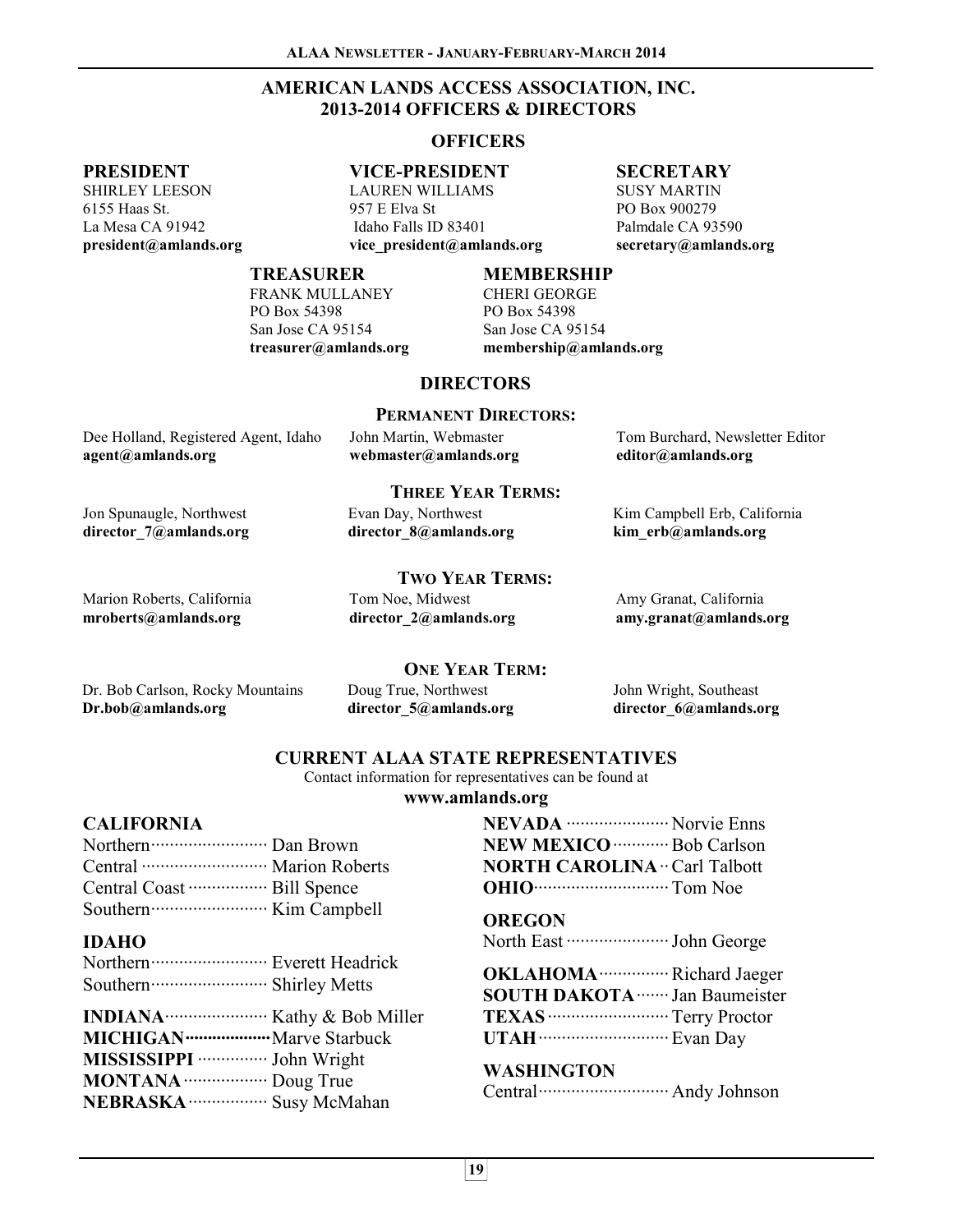# AMERICAN LANDS ACCESS ASSOCIATION, INC.
# 2013-2014 OFFICERS & DIRECTORS

## OFFICERS

**PRESIDENT**
SHIRLEY LEESON
6155 Haas St.
La Mesa CA 91942
**president@amlands.org**

**VICE-PRESIDENT**
LAUREN WILLIAMS
957 E Elva St
Idaho Falls ID 83401
**vice_president@amlands.org**

**SECRETARY**
SUSY MARTIN
PO Box 900279
Palmdale CA 93590
**secretary@amlands.org**

**TREASURER**
FRANK MULLANEY
PO Box 54398
San Jose CA 95154
**treasurer@amlands.org**

**MEMBERSHIP**
CHERI GEORGE
PO Box 54398
San Jose CA 95154
**membership@amlands.org**

## DIRECTORS

### PERMANENT DIRECTORS:

Dee Holland, Registered Agent, Idaho
**agent@amlands.org**

John Martin, Webmaster
**webmaster@amlands.org**

Tom Burchard, Newsletter Editor
**editor@amlands.org**

### THREE YEAR TERMS:

Jon Spunaugle, Northwest
**director_7@amlands.org**

Evan Day, Northwest
**director_8@amlands.org**

Kim Campbell Erb, California
**kim_erb@amlands.org**

### TWO YEAR TERMS:

Marion Roberts, California
**mroberts@amlands.org**

Tom Noe, Midwest
**director_2@amlands.org**

Amy Granat, California
**amy.granat@amlands.org**

### ONE YEAR TERM:

Dr. Bob Carlson, Rocky Mountains
**Dr.bob@amlands.org**

Doug True, Northwest
**director_5@amlands.org**

John Wright, Southeast
**director_6@amlands.org**

## CURRENT ALAA STATE REPRESENTATIVES

Contact information for representatives can be found at
**www.amlands.org**

**CALIFORNIA**
- Northern ········ Dan Brown
- Central ········ Marion Roberts
- Central Coast ········ Bill Spence
- Southern ········ Kim Campbell

**IDAHO**
- Northern ········ Everett Headrick
- Southern ········ Shirley Metts

**INDIANA** ········ Kathy & Bob Miller
**MICHIGAN** ········ Marve Starbuck
**MISSISSIPPI** ········ John Wright
**MONTANA** ········ Doug True
**NEBRASKA** ········ Susy McMahan
**NEVADA** ········ Norvie Enns
**NEW MEXICO** ········ Bob Carlson
**NORTH CAROLINA** ·· Carl Talbott
**OHIO** ········ Tom Noe

**OREGON**
- North East ········ John George

**OKLAHOMA** ········ Richard Jaeger
**SOUTH DAKOTA** ········ Jan Baumeister
**TEXAS** ········ Terry Proctor
**UTAH** ········ Evan Day

**WASHINGTON**
- Central ········ Andy Johnson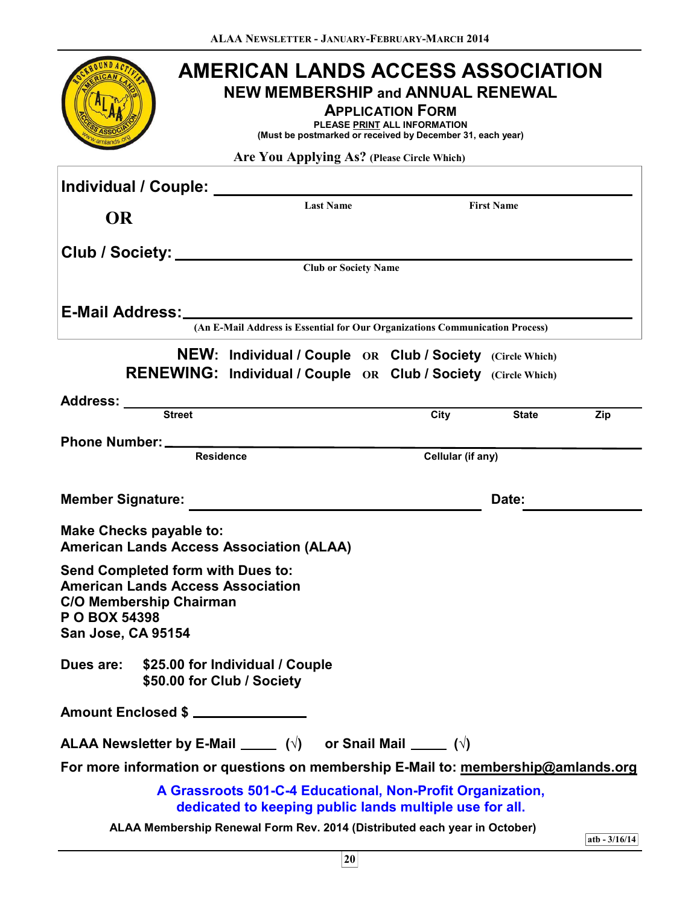# AMERICAN LANDS ACCESS ASSOCIATION

## NEW MEMBERSHIP and ANNUAL RENEWAL

### APPLICATION FORM

**PLEASE PRINT ALL INFORMATION**

**(Must be postmarked or received by December 31, each year)**

**Are You Applying As? (Please Circle Which)**

**Individual / Couple:** ______________________________________________

Last Name First Name

**OR**

**Club / Society:** ______________________________________________

Club or Society Name

**E-Mail Address:** ______________________________________________

(An E-Mail Address is Essential for Our Organizations Communication Process)

**NEW:** Individual / Couple OR Club / Society (Circle Which)

**RENEWING:** Individual / Couple OR Club / Society (Circle Which)

**Address:** ______________________________________________

Street City State Zip

**Phone Number:** ______________________________________________

Residence Cellular (if any)

**Member Signature:** ______________________ **Date:** ____________

**Make Checks payable to:**
**American Lands Access Association (ALAA)**

**Send Completed form with Dues to:**
**American Lands Access Association**
**C/O Membership Chairman**
**P O BOX 54398**
**San Jose, CA 95154**

**Dues are:** $25.00 for Individual / Couple
$50.00 for Club / Society

**Amount Enclosed $** ____________

**ALAA Newsletter by E-Mail** _____ (√) **or Snail Mail** _____ (√)

**For more information or questions on membership E-Mail to: membership@amlands.org**

**A Grassroots 501-C-4 Educational, Non-Profit Organization, dedicated to keeping public lands multiple use for all.**

**ALAA Membership Renewal Form Rev. 2014 (Distributed each year in October)**

atb - 3/16/14